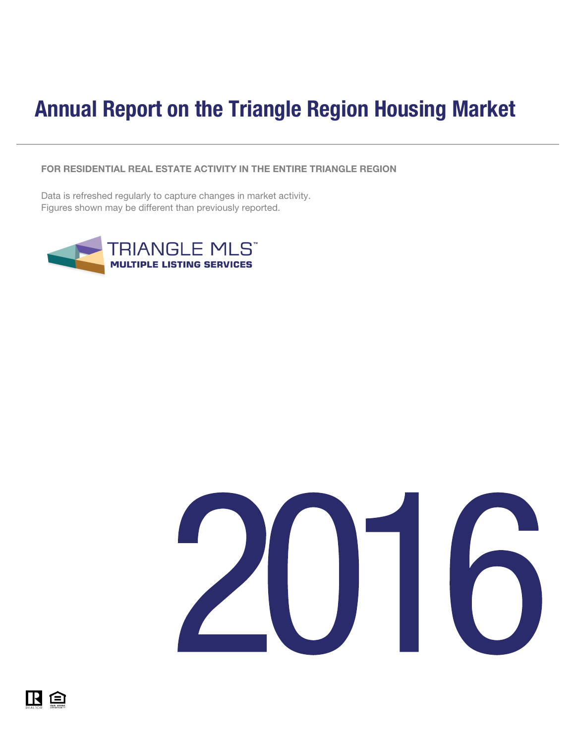# Annual Report on the Triangle Region Housing Market

**FOR RESIDENTIAL REAL ESTATE ACTIVITY IN THE ENTIRE TRIANGLE REGION**

Data is refreshed regularly to capture changes in market activity.
Figures shown may be different than previously reported.

TRIANGLE MLS™
MULTIPLE LISTING SERVICES

# 2016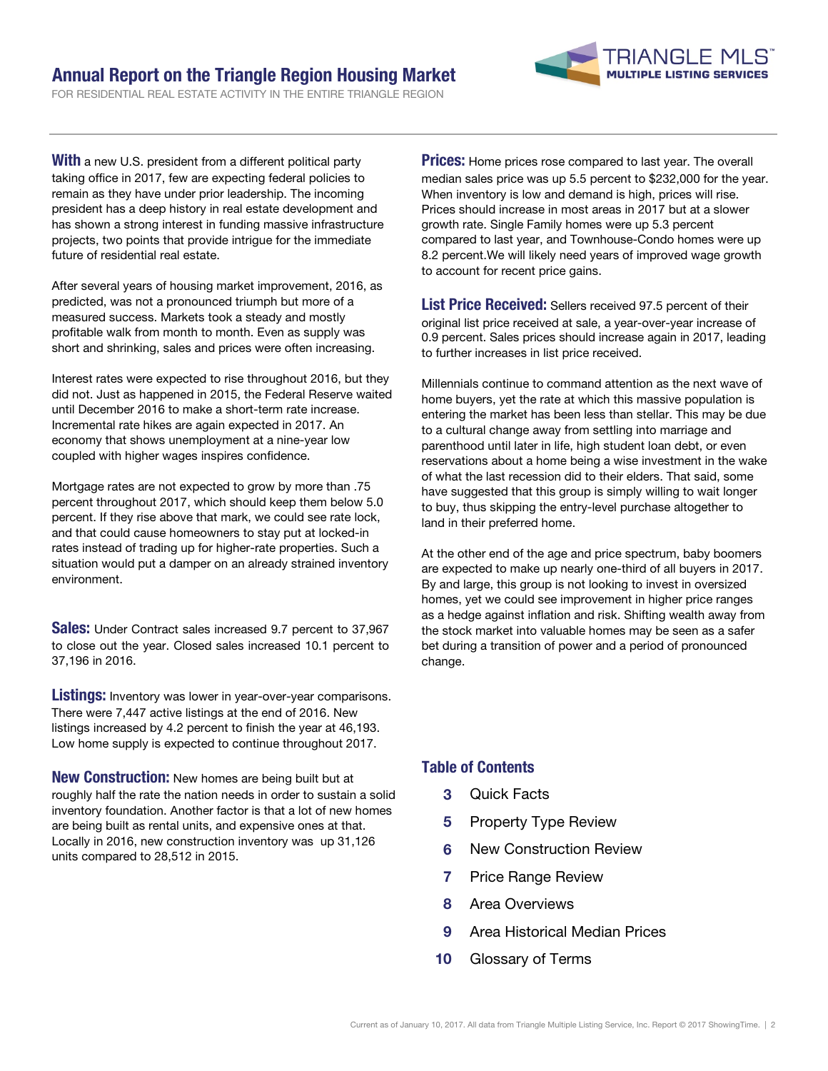# Annual Report on the Triangle Region Housing Market

FOR RESIDENTIAL REAL ESTATE ACTIVITY IN THE ENTIRE TRIANGLE REGION

**With** a new U.S. president from a different political party taking office in 2017, few are expecting federal policies to remain as they have under prior leadership. The incoming president has a deep history in real estate development and has shown a strong interest in funding massive infrastructure projects, two points that provide intrigue for the immediate future of residential real estate.

After several years of housing market improvement, 2016, as predicted, was not a pronounced triumph but more of a measured success. Markets took a steady and mostly profitable walk from month to month. Even as supply was short and shrinking, sales and prices were often increasing.

Interest rates were expected to rise throughout 2016, but they did not. Just as happened in 2015, the Federal Reserve waited until December 2016 to make a short-term rate increase. Incremental rate hikes are again expected in 2017. An economy that shows unemployment at a nine-year low coupled with higher wages inspires confidence.

Mortgage rates are not expected to grow by more than .75 percent throughout 2017, which should keep them below 5.0 percent. If they rise above that mark, we could see rate lock, and that could cause homeowners to stay put at locked-in rates instead of trading up for higher-rate properties. Such a situation would put a damper on an already strained inventory environment.

**Sales:** Under Contract sales increased 9.7 percent to 37,967 to close out the year. Closed sales increased 10.1 percent to 37,196 in 2016.

**Listings:** Inventory was lower in year-over-year comparisons. There were 7,447 active listings at the end of 2016. New listings increased by 4.2 percent to finish the year at 46,193. Low home supply is expected to continue throughout 2017.

**New Construction:** New homes are being built but at roughly half the rate the nation needs in order to sustain a solid inventory foundation. Another factor is that a lot of new homes are being built as rental units, and expensive ones at that. Locally in 2016, new construction inventory was up 31,126 units compared to 28,512 in 2015.

**Prices:** Home prices rose compared to last year. The overall median sales price was up 5.5 percent to $232,000 for the year. When inventory is low and demand is high, prices will rise. Prices should increase in most areas in 2017 but at a slower growth rate. Single Family homes were up 5.3 percent compared to last year, and Townhouse-Condo homes were up 8.2 percent.We will likely need years of improved wage growth to account for recent price gains.

**List Price Received:** Sellers received 97.5 percent of their original list price received at sale, a year-over-year increase of 0.9 percent. Sales prices should increase again in 2017, leading to further increases in list price received.

Millennials continue to command attention as the next wave of home buyers, yet the rate at which this massive population is entering the market has been less than stellar. This may be due to a cultural change away from settling into marriage and parenthood until later in life, high student loan debt, or even reservations about a home being a wise investment in the wake of what the last recession did to their elders. That said, some have suggested that this group is simply willing to wait longer to buy, thus skipping the entry-level purchase altogether to land in their preferred home.

At the other end of the age and price spectrum, baby boomers are expected to make up nearly one-third of all buyers in 2017. By and large, this group is not looking to invest in oversized homes, yet we could see improvement in higher price ranges as a hedge against inflation and risk. Shifting wealth away from the stock market into valuable homes may be seen as a safer bet during a transition of power and a period of pronounced change.

## Table of Contents

| | |
|---|---|
| 3 | Quick Facts |
| 5 | Property Type Review |
| 6 | New Construction Review |
| 7 | Price Range Review |
| 8 | Area Overviews |
| 9 | Area Historical Median Prices |
| 10 | Glossary of Terms |

Current as of January 10, 2017. All data from Triangle Multiple Listing Service, Inc. Report © 2017 ShowingTime.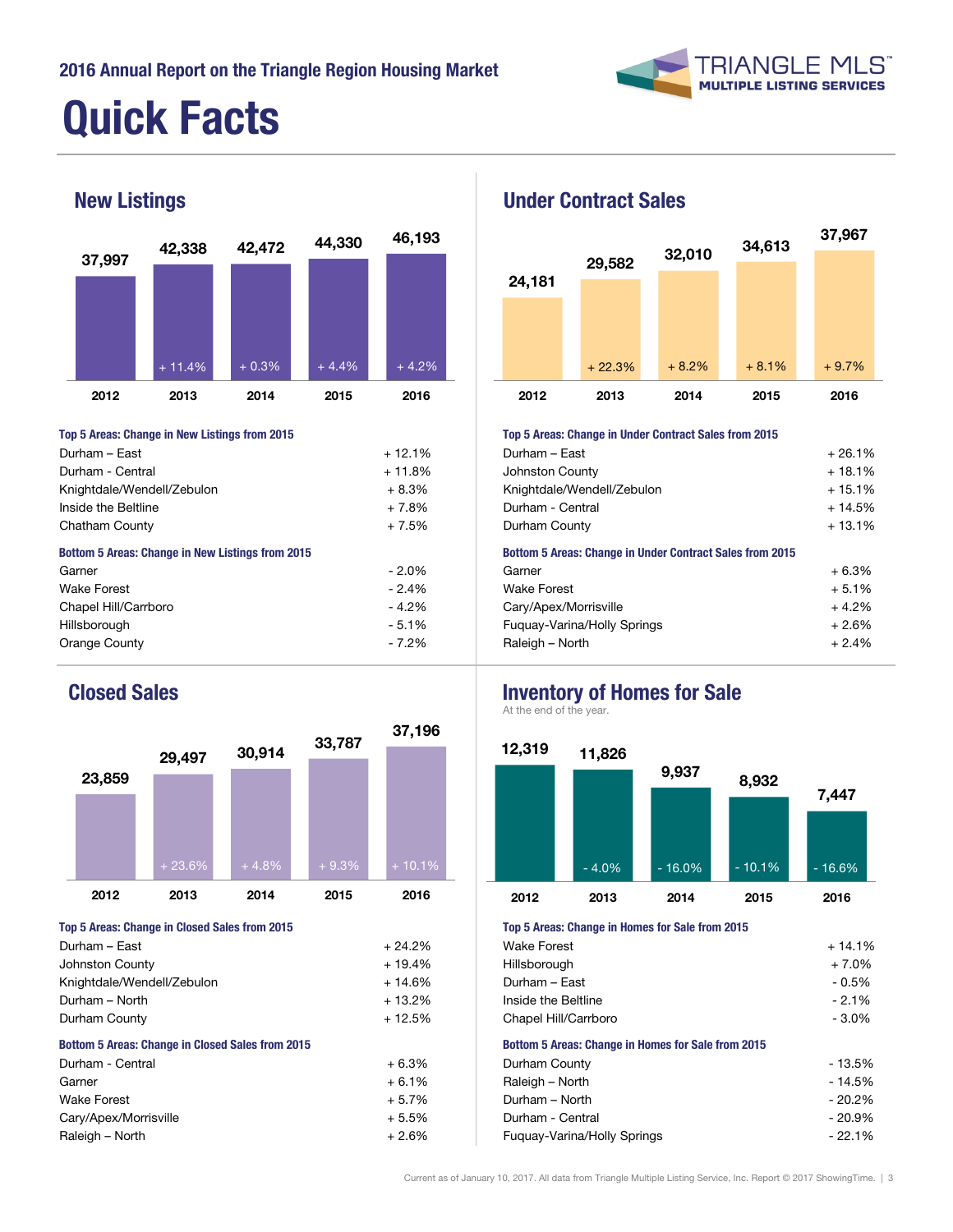2016 Annual Report on the Triangle Region Housing Market

# Quick Facts

## New Listings

| | 2012 | 2013 | 2014 | 2015 | 2016 |
|---|---|---|---|---|---|
| New Listings | 37,997 | 42,338 | 42,472 | 44,330 | 46,193 |
| Change | | + 11.4% | + 0.3% | + 4.4% | + 4.2% |

**Top 5 Areas: Change in New Listings from 2015**

| Area | Change |
|---|---|
| Durham – East | + 12.1% |
| Durham - Central | + 11.8% |
| Knightdale/Wendell/Zebulon | + 8.3% |
| Inside the Beltline | + 7.8% |
| Chatham County | + 7.5% |

**Bottom 5 Areas: Change in New Listings from 2015**

| Area | Change |
|---|---|
| Garner | - 2.0% |
| Wake Forest | - 2.4% |
| Chapel Hill/Carrboro | - 4.2% |
| Hillsborough | - 5.1% |
| Orange County | - 7.2% |

## Under Contract Sales

| | 2012 | 2013 | 2014 | 2015 | 2016 |
|---|---|---|---|---|---|
| Under Contract Sales | 24,181 | 29,582 | 32,010 | 34,613 | 37,967 |
| Change | | + 22.3% | + 8.2% | + 8.1% | + 9.7% |

**Top 5 Areas: Change in Under Contract Sales from 2015**

| Area | Change |
|---|---|
| Durham – East | + 26.1% |
| Johnston County | + 18.1% |
| Knightdale/Wendell/Zebulon | + 15.1% |
| Durham - Central | + 14.5% |
| Durham County | + 13.1% |

**Bottom 5 Areas: Change in Under Contract Sales from 2015**

| Area | Change |
|---|---|
| Garner | + 6.3% |
| Wake Forest | + 5.1% |
| Cary/Apex/Morrisville | + 4.2% |
| Fuquay-Varina/Holly Springs | + 2.6% |
| Raleigh – North | + 2.4% |

## Closed Sales

| | 2012 | 2013 | 2014 | 2015 | 2016 |
|---|---|---|---|---|---|
| Closed Sales | 23,859 | 29,497 | 30,914 | 33,787 | 37,196 |
| Change | | + 23.6% | + 4.8% | + 9.3% | + 10.1% |

**Top 5 Areas: Change in Closed Sales from 2015**

| Area | Change |
|---|---|
| Durham – East | + 24.2% |
| Johnston County | + 19.4% |
| Knightdale/Wendell/Zebulon | + 14.6% |
| Durham – North | + 13.2% |
| Durham County | + 12.5% |

**Bottom 5 Areas: Change in Closed Sales from 2015**

| Area | Change |
|---|---|
| Durham - Central | + 6.3% |
| Garner | + 6.1% |
| Wake Forest | + 5.7% |
| Cary/Apex/Morrisville | + 5.5% |
| Raleigh – North | + 2.6% |

## Inventory of Homes for Sale

At the end of the year.

| | 2012 | 2013 | 2014 | 2015 | 2016 |
|---|---|---|---|---|---|
| Inventory | 12,319 | 11,826 | 9,937 | 8,932 | 7,447 |
| Change | | - 4.0% | - 16.0% | - 10.1% | - 16.6% |

**Top 5 Areas: Change in Homes for Sale from 2015**

| Area | Change |
|---|---|
| Wake Forest | + 14.1% |
| Hillsborough | + 7.0% |
| Durham – East | - 0.5% |
| Inside the Beltline | - 2.1% |
| Chapel Hill/Carrboro | - 3.0% |

**Bottom 5 Areas: Change in Homes for Sale from 2015**

| Area | Change |
|---|---|
| Durham County | - 13.5% |
| Raleigh – North | - 14.5% |
| Durham – North | - 20.2% |
| Durham - Central | - 20.9% |
| Fuquay-Varina/Holly Springs | - 22.1% |

Current as of January 10, 2017. All data from Triangle Multiple Listing Service, Inc. Report © 2017 ShowingTime.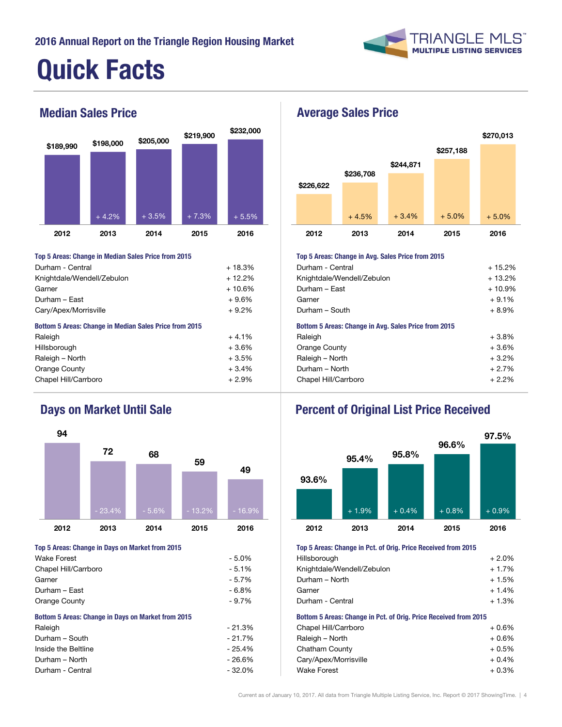2016 Annual Report on the Triangle Region Housing Market

# Quick Facts

## Median Sales Price

| 2012 | 2013 | 2014 | 2015 | 2016 |
|---|---|---|---|---|
| $189,990 | $198,000 | $205,000 | $219,900 | $232,000 |
| | + 4.2% | + 3.5% | + 7.3% | + 5.5% |

**Top 5 Areas: Change in Median Sales Price from 2015**

| Area | Change |
|---|---|
| Durham - Central | + 18.3% |
| Knightdale/Wendell/Zebulon | + 12.2% |
| Garner | + 10.6% |
| Durham – East | + 9.6% |
| Cary/Apex/Morrisville | + 9.2% |

**Bottom 5 Areas: Change in Median Sales Price from 2015**

| Area | Change |
|---|---|
| Raleigh | + 4.1% |
| Hillsborough | + 3.6% |
| Raleigh – North | + 3.5% |
| Orange County | + 3.4% |
| Chapel Hill/Carrboro | + 2.9% |

## Average Sales Price

| 2012 | 2013 | 2014 | 2015 | 2016 |
|---|---|---|---|---|
| $226,622 | $236,708 | $244,871 | $257,188 | $270,013 |
| | + 4.5% | + 3.4% | + 5.0% | + 5.0% |

**Top 5 Areas: Change in Avg. Sales Price from 2015**

| Area | Change |
|---|---|
| Durham - Central | + 15.2% |
| Knightdale/Wendell/Zebulon | + 13.2% |
| Durham – East | + 10.9% |
| Garner | + 9.1% |
| Durham – South | + 8.9% |

**Bottom 5 Areas: Change in Avg. Sales Price from 2015**

| Area | Change |
|---|---|
| Raleigh | + 3.8% |
| Orange County | + 3.6% |
| Raleigh – North | + 3.2% |
| Durham – North | + 2.7% |
| Chapel Hill/Carrboro | + 2.2% |

## Days on Market Until Sale

| 2012 | 2013 | 2014 | 2015 | 2016 |
|---|---|---|---|---|
| 94 | 72 | 68 | 59 | 49 |
| | - 23.4% | - 5.6% | - 13.2% | - 16.9% |

**Top 5 Areas: Change in Days on Market from 2015**

| Area | Change |
|---|---|
| Wake Forest | - 5.0% |
| Chapel Hill/Carrboro | - 5.1% |
| Garner | - 5.7% |
| Durham – East | - 6.8% |
| Orange County | - 9.7% |

**Bottom 5 Areas: Change in Days on Market from 2015**

| Area | Change |
|---|---|
| Raleigh | - 21.3% |
| Durham – South | - 21.7% |
| Inside the Beltline | - 25.4% |
| Durham – North | - 26.6% |
| Durham - Central | - 32.0% |

## Percent of Original List Price Received

| 2012 | 2013 | 2014 | 2015 | 2016 |
|---|---|---|---|---|
| 93.6% | 95.4% | 95.8% | 96.6% | 97.5% |
| | + 1.9% | + 0.4% | + 0.8% | + 0.9% |

**Top 5 Areas: Change in Pct. of Orig. Price Received from 2015**

| Area | Change |
|---|---|
| Hillsborough | + 2.0% |
| Knightdale/Wendell/Zebulon | + 1.7% |
| Durham – North | + 1.5% |
| Garner | + 1.4% |
| Durham - Central | + 1.3% |

**Bottom 5 Areas: Change in Pct. of Orig. Price Received from 2015**

| Area | Change |
|---|---|
| Chapel Hill/Carrboro | + 0.6% |
| Raleigh – North | + 0.6% |
| Chatham County | + 0.5% |
| Cary/Apex/Morrisville | + 0.4% |
| Wake Forest | + 0.3% |

Current as of January 10, 2017. All data from Triangle Multiple Listing Service, Inc. Report © 2017 ShowingTime.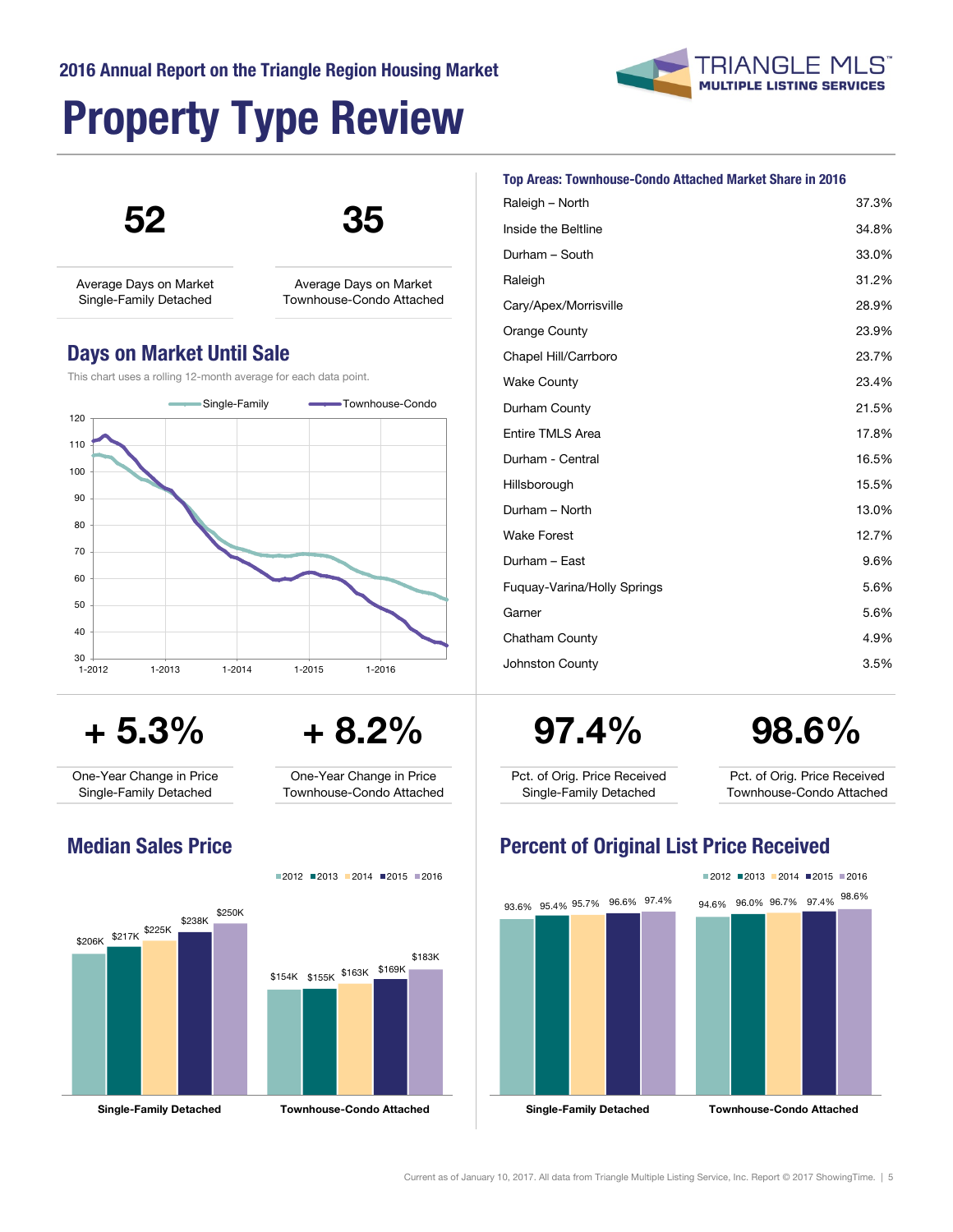2016 Annual Report on the Triangle Region Housing Market

# Property Type Review

**52**

Average Days on Market Single-Family Detached

**35**

Average Days on Market Townhouse-Condo Attached

## Days on Market Until Sale

This chart uses a rolling 12-month average for each data point.

## Top Areas: Townhouse-Condo Attached Market Share in 2016

| Area | Share |
| --- | --- |
| Raleigh – North | 37.3% |
| Inside the Beltline | 34.8% |
| Durham – South | 33.0% |
| Raleigh | 31.2% |
| Cary/Apex/Morrisville | 28.9% |
| Orange County | 23.9% |
| Chapel Hill/Carrboro | 23.7% |
| Wake County | 23.4% |
| Durham County | 21.5% |
| Entire TMLS Area | 17.8% |
| Durham - Central | 16.5% |
| Hillsborough | 15.5% |
| Durham – North | 13.0% |
| Wake Forest | 12.7% |
| Durham – East | 9.6% |
| Fuquay-Varina/Holly Springs | 5.6% |
| Garner | 5.6% |
| Chatham County | 4.9% |
| Johnston County | 3.5% |

**+ 5.3%**

One-Year Change in Price Single-Family Detached

**+ 8.2%**

One-Year Change in Price Townhouse-Condo Attached

**97.4%**

Pct. of Orig. Price Received Single-Family Detached

**98.6%**

Pct. of Orig. Price Received Townhouse-Condo Attached

## Median Sales Price

| | 2012 | 2013 | 2014 | 2015 | 2016 |
| --- | --- | --- | --- | --- | --- |
| Single-Family Detached | $206K | $217K | $225K | $238K | $250K |
| Townhouse-Condo Attached | $154K | $155K | $163K | $169K | $183K |

## Percent of Original List Price Received

| | 2012 | 2013 | 2014 | 2015 | 2016 |
| --- | --- | --- | --- | --- | --- |
| Single-Family Detached | 93.6% | 95.4% | 95.7% | 96.6% | 97.4% |
| Townhouse-Condo Attached | 94.6% | 96.0% | 96.7% | 97.4% | 98.6% |

Current as of January 10, 2017. All data from Triangle Multiple Listing Service, Inc. Report © 2017 ShowingTime.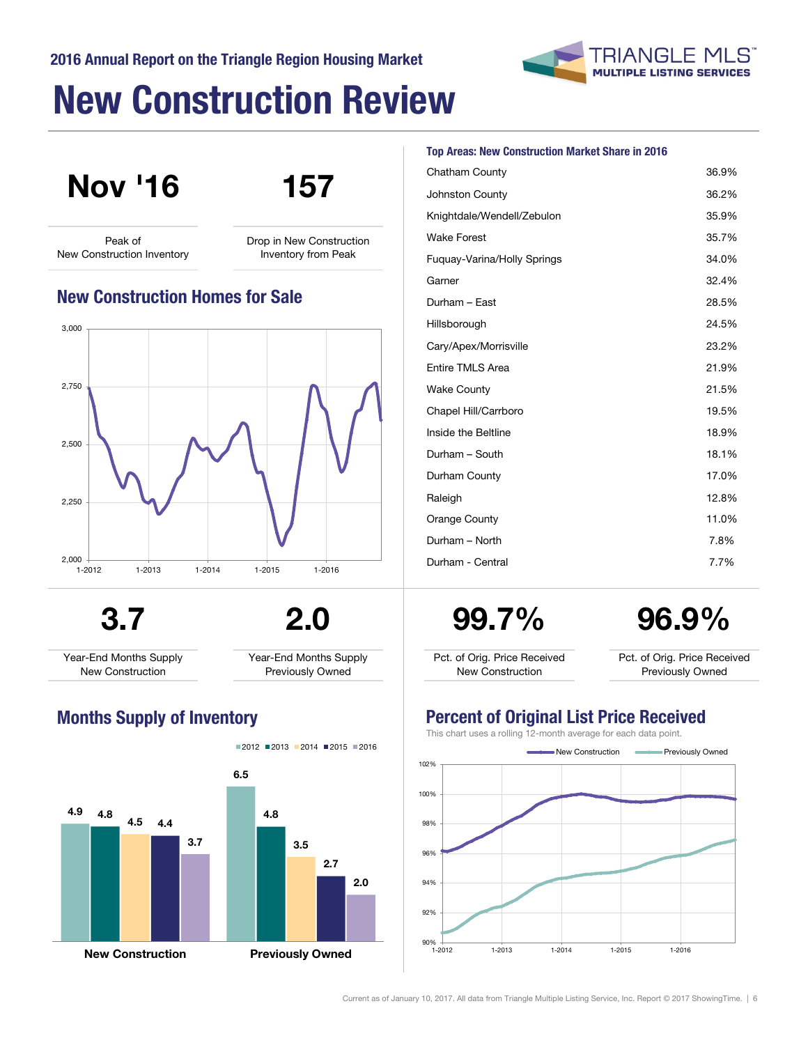2016 Annual Report on the Triangle Region Housing Market

# New Construction Review

**Nov '16**

Peak of New Construction Inventory

**157**

Drop in New Construction Inventory from Peak

## New Construction Homes for Sale

## Top Areas: New Construction Market Share in 2016

| Area | Share |
|---|---|
| Chatham County | 36.9% |
| Johnston County | 36.2% |
| Knightdale/Wendell/Zebulon | 35.9% |
| Wake Forest | 35.7% |
| Fuquay-Varina/Holly Springs | 34.0% |
| Garner | 32.4% |
| Durham – East | 28.5% |
| Hillsborough | 24.5% |
| Cary/Apex/Morrisville | 23.2% |
| Entire TMLS Area | 21.9% |
| Wake County | 21.5% |
| Chapel Hill/Carrboro | 19.5% |
| Inside the Beltline | 18.9% |
| Durham – South | 18.1% |
| Durham County | 17.0% |
| Raleigh | 12.8% |
| Orange County | 11.0% |
| Durham – North | 7.8% |
| Durham - Central | 7.7% |

**3.7**

Year-End Months Supply New Construction

**2.0**

Year-End Months Supply Previously Owned

**99.7%**

Pct. of Orig. Price Received New Construction

**96.9%**

Pct. of Orig. Price Received Previously Owned

## Months Supply of Inventory

| | 2012 | 2013 | 2014 | 2015 | 2016 |
|---|---|---|---|---|---|
| New Construction | 4.9 | 4.8 | 4.5 | 4.4 | 3.7 |
| Previously Owned | 6.5 | 4.8 | 3.5 | 2.7 | 2.0 |

## Percent of Original List Price Received

This chart uses a rolling 12-month average for each data point.

Current as of January 10, 2017. All data from Triangle Multiple Listing Service, Inc. Report © 2017 ShowingTime.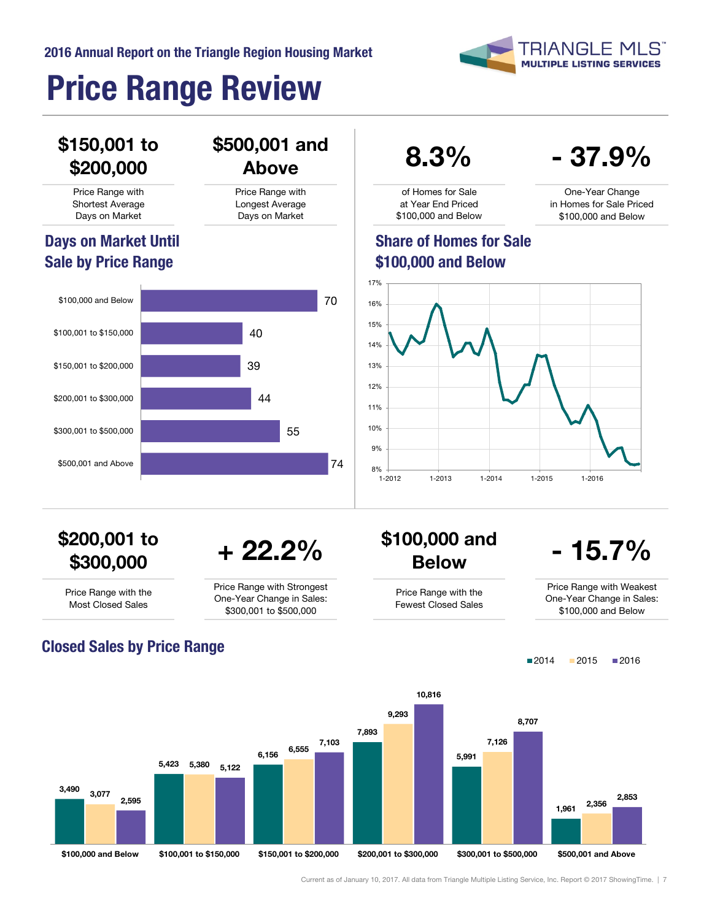# Price Range Review

**$150,001 to $200,000**

Price Range with Shortest Average Days on Market

**$500,001 and Above**

Price Range with Longest Average Days on Market

**8.3%**

of Homes for Sale at Year End Priced $100,000 and Below

**- 37.9%**

One-Year Change in Homes for Sale Priced $100,000 and Below

## Days on Market Until Sale by Price Range

| Price Range | Days on Market |
|---|---|
| $100,000 and Below | 70 |
| $100,001 to $150,000 | 40 |
| $150,001 to $200,000 | 39 |
| $200,001 to $300,000 | 44 |
| $300,001 to $500,000 | 55 |
| $500,001 and Above | 74 |

## Share of Homes for Sale $100,000 and Below

**$200,001 to $300,000**

Price Range with the Most Closed Sales

**+ 22.2%**

Price Range with Strongest One-Year Change in Sales: $300,001 to $500,000

**$100,000 and Below**

Price Range with the Fewest Closed Sales

**- 15.7%**

Price Range with Weakest One-Year Change in Sales: $100,000 and Below

## Closed Sales by Price Range

| Price Range | 2014 | 2015 | 2016 |
|---|---|---|---|
| $100,000 and Below | 3,490 | 3,077 | 2,595 |
| $100,001 to $150,000 | 5,423 | 5,380 | 5,122 |
| $150,001 to $200,000 | 6,156 | 6,555 | 7,103 |
| $200,001 to $300,000 | 7,893 | 9,293 | 10,816 |
| $300,001 to $500,000 | 5,991 | 7,126 | 8,707 |
| $500,001 and Above | 1,961 | 2,356 | 2,853 |

Current as of January 10, 2017. All data from Triangle Multiple Listing Service, Inc. Report © 2017 ShowingTime.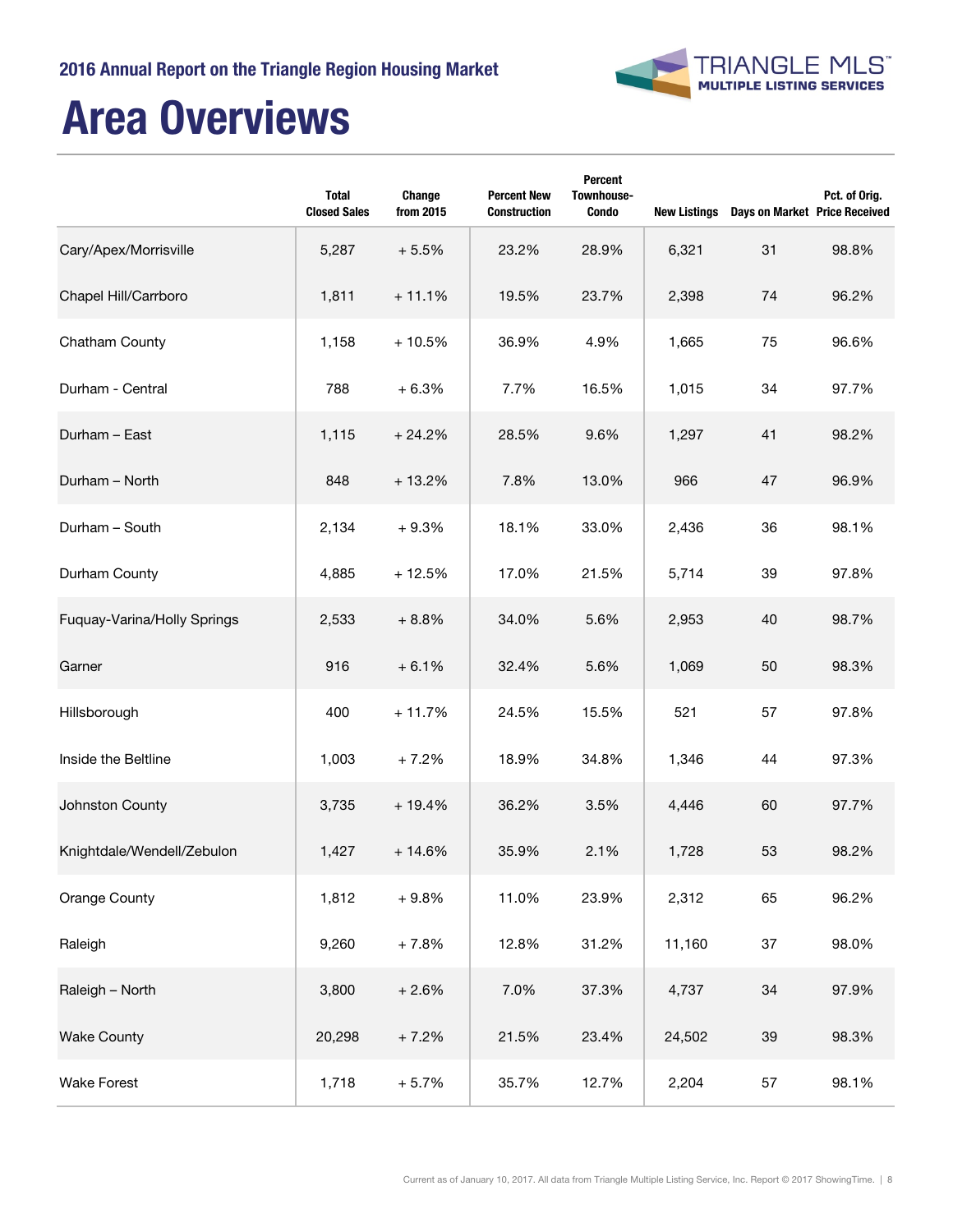# Area Overviews

| | Total Closed Sales | Change from 2015 | Percent New Construction | Percent Townhouse-Condo | New Listings | Days on Market | Pct. of Orig. Price Received |
|---|---|---|---|---|---|---|---|
| Cary/Apex/Morrisville | 5,287 | + 5.5% | 23.2% | 28.9% | 6,321 | 31 | 98.8% |
| Chapel Hill/Carrboro | 1,811 | + 11.1% | 19.5% | 23.7% | 2,398 | 74 | 96.2% |
| Chatham County | 1,158 | + 10.5% | 36.9% | 4.9% | 1,665 | 75 | 96.6% |
| Durham - Central | 788 | + 6.3% | 7.7% | 16.5% | 1,015 | 34 | 97.7% |
| Durham – East | 1,115 | + 24.2% | 28.5% | 9.6% | 1,297 | 41 | 98.2% |
| Durham – North | 848 | + 13.2% | 7.8% | 13.0% | 966 | 47 | 96.9% |
| Durham – South | 2,134 | + 9.3% | 18.1% | 33.0% | 2,436 | 36 | 98.1% |
| Durham County | 4,885 | + 12.5% | 17.0% | 21.5% | 5,714 | 39 | 97.8% |
| Fuquay-Varina/Holly Springs | 2,533 | + 8.8% | 34.0% | 5.6% | 2,953 | 40 | 98.7% |
| Garner | 916 | + 6.1% | 32.4% | 5.6% | 1,069 | 50 | 98.3% |
| Hillsborough | 400 | + 11.7% | 24.5% | 15.5% | 521 | 57 | 97.8% |
| Inside the Beltline | 1,003 | + 7.2% | 18.9% | 34.8% | 1,346 | 44 | 97.3% |
| Johnston County | 3,735 | + 19.4% | 36.2% | 3.5% | 4,446 | 60 | 97.7% |
| Knightdale/Wendell/Zebulon | 1,427 | + 14.6% | 35.9% | 2.1% | 1,728 | 53 | 98.2% |
| Orange County | 1,812 | + 9.8% | 11.0% | 23.9% | 2,312 | 65 | 96.2% |
| Raleigh | 9,260 | + 7.8% | 12.8% | 31.2% | 11,160 | 37 | 98.0% |
| Raleigh – North | 3,800 | + 2.6% | 7.0% | 37.3% | 4,737 | 34 | 97.9% |
| Wake County | 20,298 | + 7.2% | 21.5% | 23.4% | 24,502 | 39 | 98.3% |
| Wake Forest | 1,718 | + 5.7% | 35.7% | 12.7% | 2,204 | 57 | 98.1% |

Current as of January 10, 2017. All data from Triangle Multiple Listing Service, Inc. Report © 2017 ShowingTime.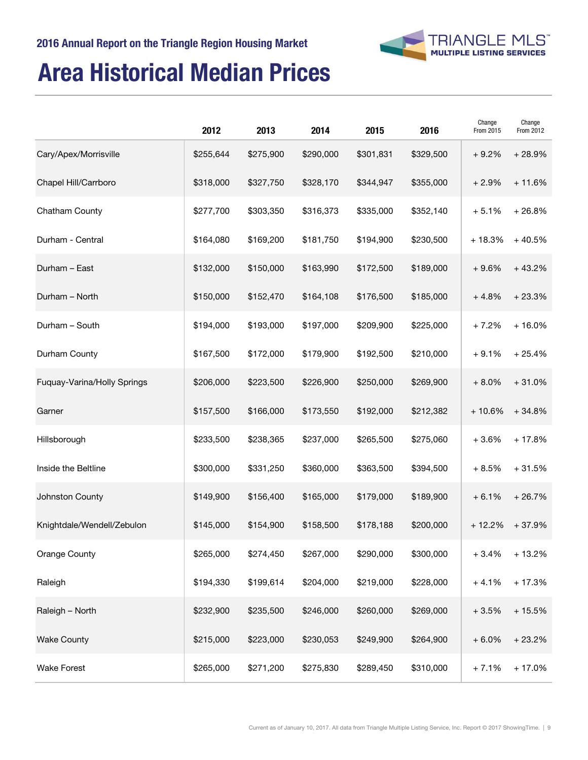## 2016 Annual Report on the Triangle Region Housing Market

# Area Historical Median Prices

| | 2012 | 2013 | 2014 | 2015 | 2016 | Change From 2015 | Change From 2012 |
|---|---|---|---|---|---|---|---|
| Cary/Apex/Morrisville | $255,644 | $275,900 | $290,000 | $301,831 | $329,500 | + 9.2% | + 28.9% |
| Chapel Hill/Carrboro | $318,000 | $327,750 | $328,170 | $344,947 | $355,000 | + 2.9% | + 11.6% |
| Chatham County | $277,700 | $303,350 | $316,373 | $335,000 | $352,140 | + 5.1% | + 26.8% |
| Durham - Central | $164,080 | $169,200 | $181,750 | $194,900 | $230,500 | + 18.3% | + 40.5% |
| Durham – East | $132,000 | $150,000 | $163,990 | $172,500 | $189,000 | + 9.6% | + 43.2% |
| Durham – North | $150,000 | $152,470 | $164,108 | $176,500 | $185,000 | + 4.8% | + 23.3% |
| Durham – South | $194,000 | $193,000 | $197,000 | $209,900 | $225,000 | + 7.2% | + 16.0% |
| Durham County | $167,500 | $172,000 | $179,900 | $192,500 | $210,000 | + 9.1% | + 25.4% |
| Fuquay-Varina/Holly Springs | $206,000 | $223,500 | $226,900 | $250,000 | $269,900 | + 8.0% | + 31.0% |
| Garner | $157,500 | $166,000 | $173,550 | $192,000 | $212,382 | + 10.6% | + 34.8% |
| Hillsborough | $233,500 | $238,365 | $237,000 | $265,500 | $275,060 | + 3.6% | + 17.8% |
| Inside the Beltline | $300,000 | $331,250 | $360,000 | $363,500 | $394,500 | + 8.5% | + 31.5% |
| Johnston County | $149,900 | $156,400 | $165,000 | $179,000 | $189,900 | + 6.1% | + 26.7% |
| Knightdale/Wendell/Zebulon | $145,000 | $154,900 | $158,500 | $178,188 | $200,000 | + 12.2% | + 37.9% |
| Orange County | $265,000 | $274,450 | $267,000 | $290,000 | $300,000 | + 3.4% | + 13.2% |
| Raleigh | $194,330 | $199,614 | $204,000 | $219,000 | $228,000 | + 4.1% | + 17.3% |
| Raleigh – North | $232,900 | $235,500 | $246,000 | $260,000 | $269,000 | + 3.5% | + 15.5% |
| Wake County | $215,000 | $223,000 | $230,053 | $249,900 | $264,900 | + 6.0% | + 23.2% |
| Wake Forest | $265,000 | $271,200 | $275,830 | $289,450 | $310,000 | + 7.1% | + 17.0% |

Current as of January 10, 2017. All data from Triangle Multiple Listing Service, Inc. Report © 2017 ShowingTime.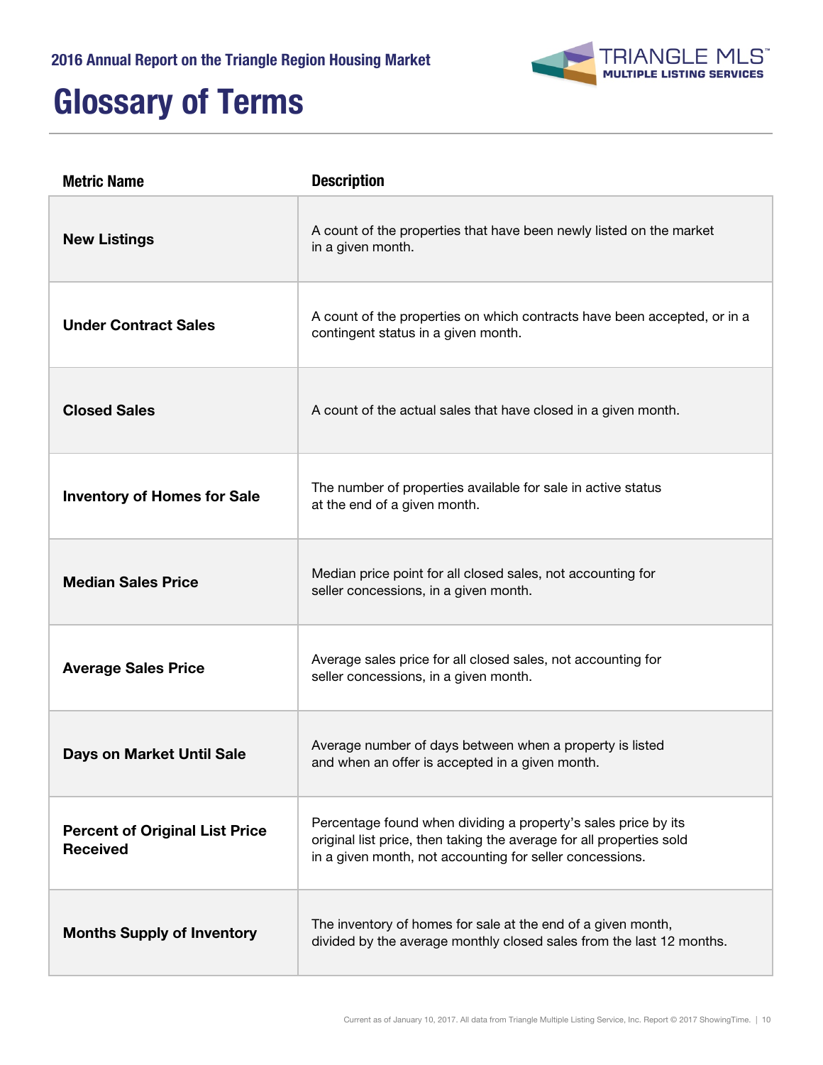# Glossary of Terms

| Metric Name | Description |
| --- | --- |
| **New Listings** | A count of the properties that have been newly listed on the market in a given month. |
| **Under Contract Sales** | A count of the properties on which contracts have been accepted, or in a contingent status in a given month. |
| **Closed Sales** | A count of the actual sales that have closed in a given month. |
| **Inventory of Homes for Sale** | The number of properties available for sale in active status at the end of a given month. |
| **Median Sales Price** | Median price point for all closed sales, not accounting for seller concessions, in a given month. |
| **Average Sales Price** | Average sales price for all closed sales, not accounting for seller concessions, in a given month. |
| **Days on Market Until Sale** | Average number of days between when a property is listed and when an offer is accepted in a given month. |
| **Percent of Original List Price Received** | Percentage found when dividing a property's sales price by its original list price, then taking the average for all properties sold in a given month, not accounting for seller concessions. |
| **Months Supply of Inventory** | The inventory of homes for sale at the end of a given month, divided by the average monthly closed sales from the last 12 months. |

Current as of January 10, 2017. All data from Triangle Multiple Listing Service, Inc. Report © 2017 ShowingTime.